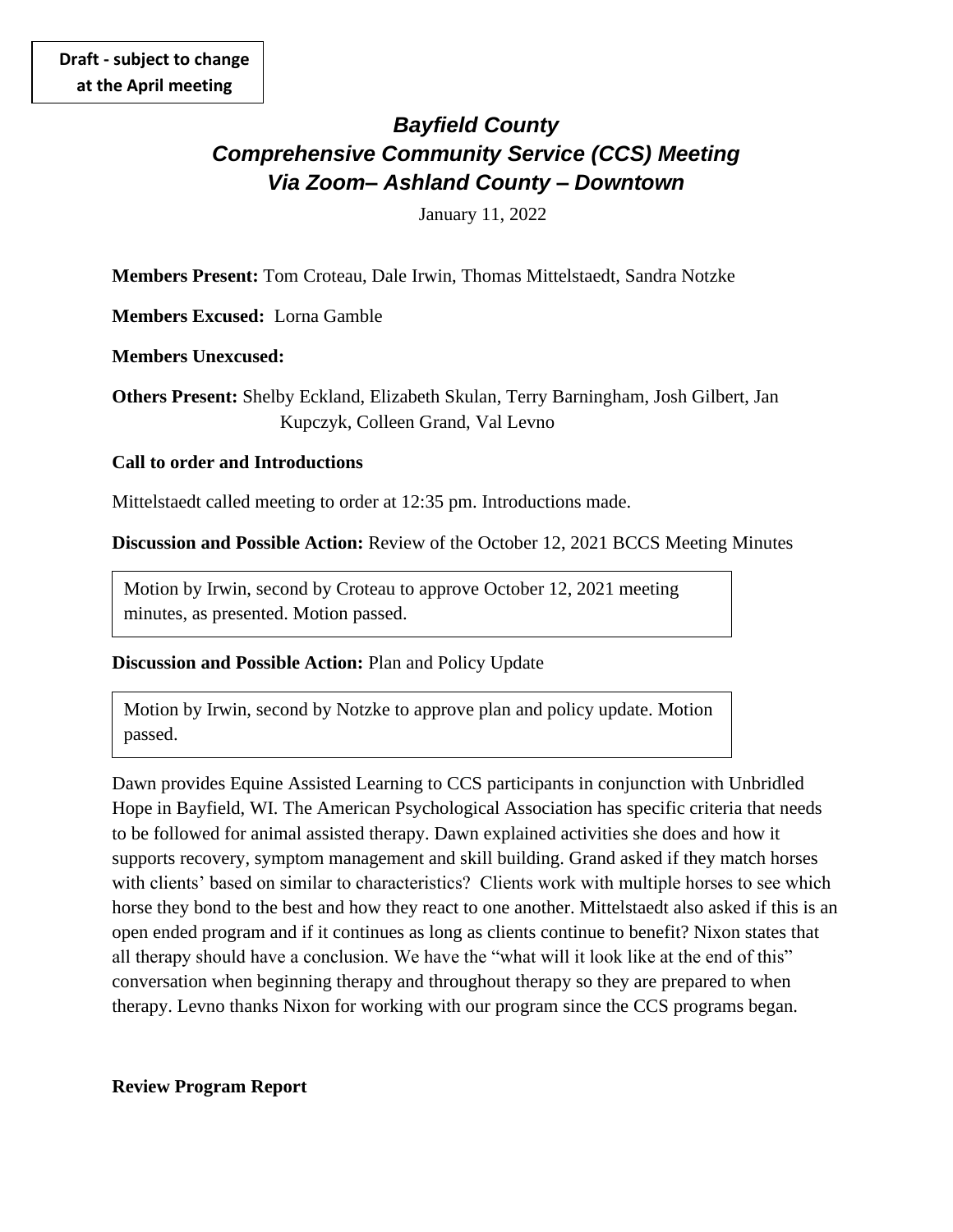**Draft - subject to change at the April meeting**

# *Bayfield County*
# *Comprehensive Community Service (CCS) Meeting*
# *Via Zoom– Ashland County – Downtown*

January 11, 2022

**Members Present:** Tom Croteau, Dale Irwin, Thomas Mittelstaedt, Sandra Notzke

**Members Excused:** Lorna Gamble

**Members Unexcused:**

**Others Present:** Shelby Eckland, Elizabeth Skulan, Terry Barningham, Josh Gilbert, Jan Kupczyk, Colleen Grand, Val Levno

**Call to order and Introductions**

Mittelstaedt called meeting to order at 12:35 pm. Introductions made.

**Discussion and Possible Action:** Review of the October 12, 2021 BCCS Meeting Minutes

> Motion by Irwin, second by Croteau to approve October 12, 2021 meeting minutes, as presented. Motion passed.

**Discussion and Possible Action:** Plan and Policy Update

> Motion by Irwin, second by Notzke to approve plan and policy update. Motion passed.

Dawn provides Equine Assisted Learning to CCS participants in conjunction with Unbridled Hope in Bayfield, WI. The American Psychological Association has specific criteria that needs to be followed for animal assisted therapy. Dawn explained activities she does and how it supports recovery, symptom management and skill building. Grand asked if they match horses with clients' based on similar to characteristics? Clients work with multiple horses to see which horse they bond to the best and how they react to one another. Mittelstaedt also asked if this is an open ended program and if it continues as long as clients continue to benefit? Nixon states that all therapy should have a conclusion. We have the "what will it look like at the end of this" conversation when beginning therapy and throughout therapy so they are prepared to when therapy. Levno thanks Nixon for working with our program since the CCS programs began.

**Review Program Report**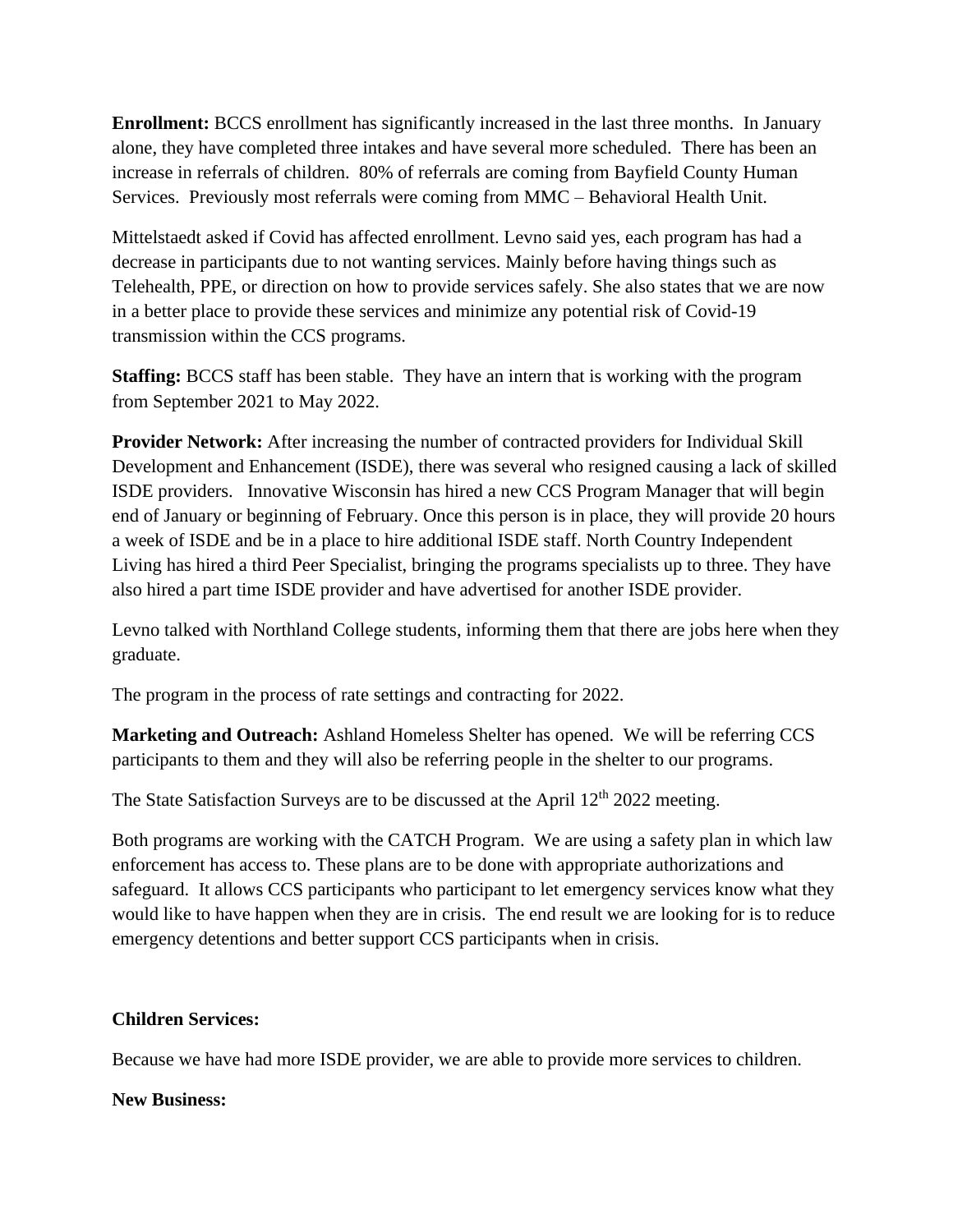**Enrollment:** BCCS enrollment has significantly increased in the last three months. In January alone, they have completed three intakes and have several more scheduled. There has been an increase in referrals of children. 80% of referrals are coming from Bayfield County Human Services. Previously most referrals were coming from MMC – Behavioral Health Unit.

Mittelstaedt asked if Covid has affected enrollment. Levno said yes, each program has had a decrease in participants due to not wanting services. Mainly before having things such as Telehealth, PPE, or direction on how to provide services safely. She also states that we are now in a better place to provide these services and minimize any potential risk of Covid-19 transmission within the CCS programs.

**Staffing:** BCCS staff has been stable. They have an intern that is working with the program from September 2021 to May 2022.

**Provider Network:** After increasing the number of contracted providers for Individual Skill Development and Enhancement (ISDE), there was several who resigned causing a lack of skilled ISDE providers. Innovative Wisconsin has hired a new CCS Program Manager that will begin end of January or beginning of February. Once this person is in place, they will provide 20 hours a week of ISDE and be in a place to hire additional ISDE staff. North Country Independent Living has hired a third Peer Specialist, bringing the programs specialists up to three. They have also hired a part time ISDE provider and have advertised for another ISDE provider.

Levno talked with Northland College students, informing them that there are jobs here when they graduate.

The program in the process of rate settings and contracting for 2022.

**Marketing and Outreach:** Ashland Homeless Shelter has opened. We will be referring CCS participants to them and they will also be referring people in the shelter to our programs.

The State Satisfaction Surveys are to be discussed at the April 12th 2022 meeting.

Both programs are working with the CATCH Program. We are using a safety plan in which law enforcement has access to. These plans are to be done with appropriate authorizations and safeguard. It allows CCS participants who participant to let emergency services know what they would like to have happen when they are in crisis. The end result we are looking for is to reduce emergency detentions and better support CCS participants when in crisis.

**Children Services:**

Because we have had more ISDE provider, we are able to provide more services to children.

**New Business:**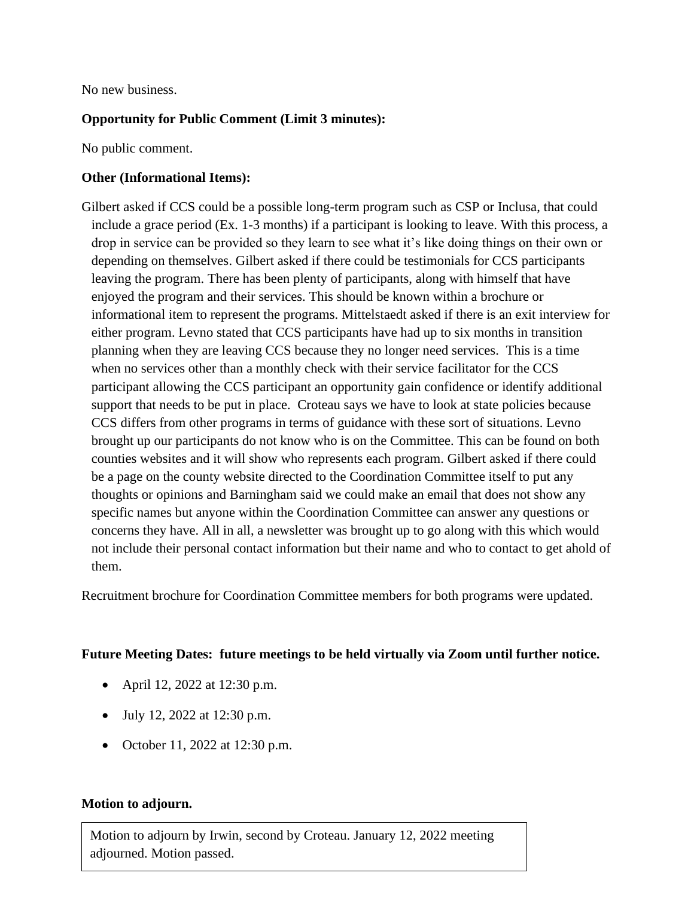No new business.

**Opportunity for Public Comment (Limit 3 minutes):**

No public comment.

**Other (Informational Items):**

Gilbert asked if CCS could be a possible long-term program such as CSP or Inclusa, that could include a grace period (Ex. 1-3 months) if a participant is looking to leave. With this process, a drop in service can be provided so they learn to see what it's like doing things on their own or depending on themselves. Gilbert asked if there could be testimonials for CCS participants leaving the program. There has been plenty of participants, along with himself that have enjoyed the program and their services. This should be known within a brochure or informational item to represent the programs. Mittelstaedt asked if there is an exit interview for either program. Levno stated that CCS participants have had up to six months in transition planning when they are leaving CCS because they no longer need services. This is a time when no services other than a monthly check with their service facilitator for the CCS participant allowing the CCS participant an opportunity gain confidence or identify additional support that needs to be put in place. Croteau says we have to look at state policies because CCS differs from other programs in terms of guidance with these sort of situations. Levno brought up our participants do not know who is on the Committee. This can be found on both counties websites and it will show who represents each program. Gilbert asked if there could be a page on the county website directed to the Coordination Committee itself to put any thoughts or opinions and Barningham said we could make an email that does not show any specific names but anyone within the Coordination Committee can answer any questions or concerns they have. All in all, a newsletter was brought up to go along with this which would not include their personal contact information but their name and who to contact to get ahold of them.

Recruitment brochure for Coordination Committee members for both programs were updated.

**Future Meeting Dates: future meetings to be held virtually via Zoom until further notice.**

- April 12, 2022 at 12:30 p.m.
- July 12, 2022 at 12:30 p.m.
- October 11, 2022 at 12:30 p.m.

**Motion to adjourn.**

Motion to adjourn by Irwin, second by Croteau. January 12, 2022 meeting adjourned. Motion passed.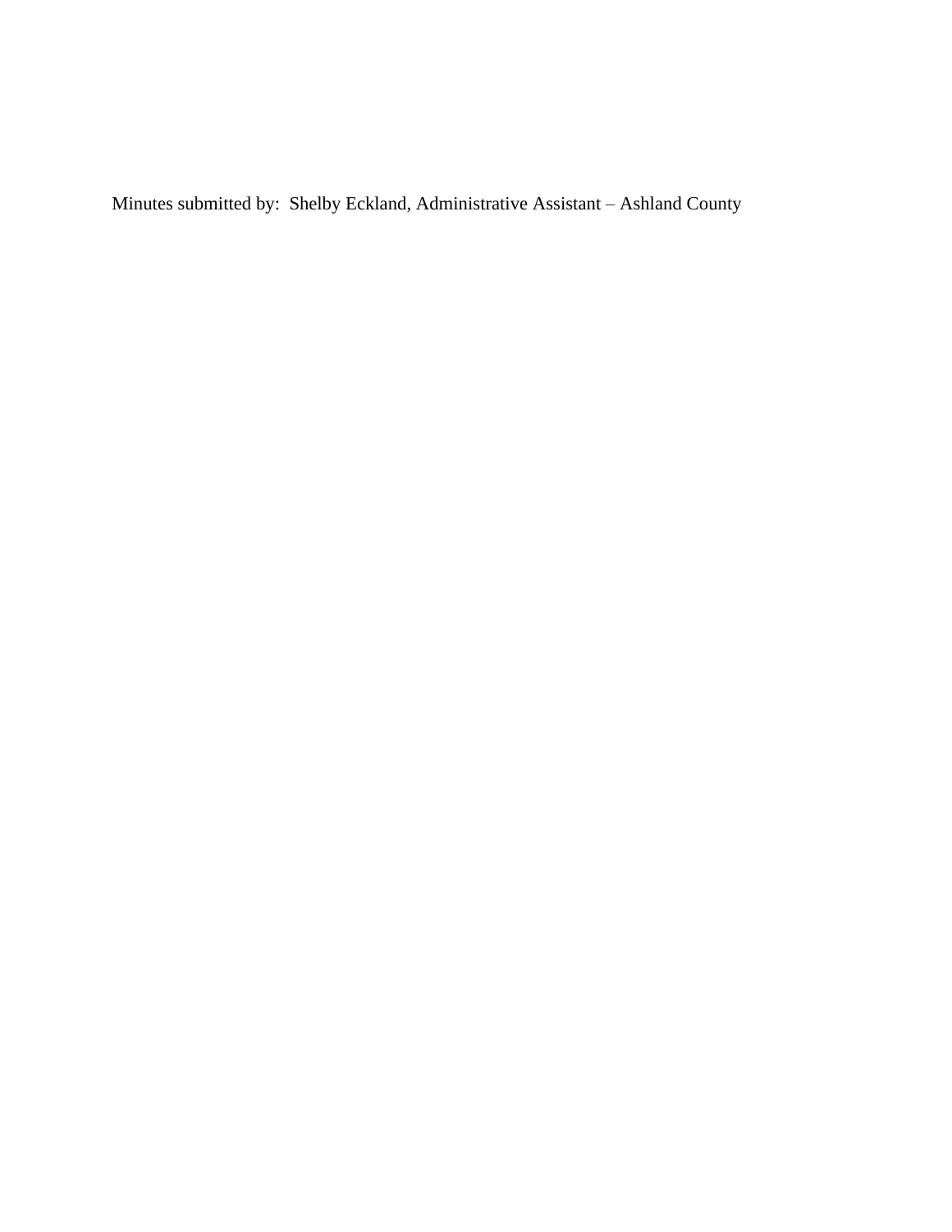Minutes submitted by:  Shelby Eckland, Administrative Assistant – Ashland County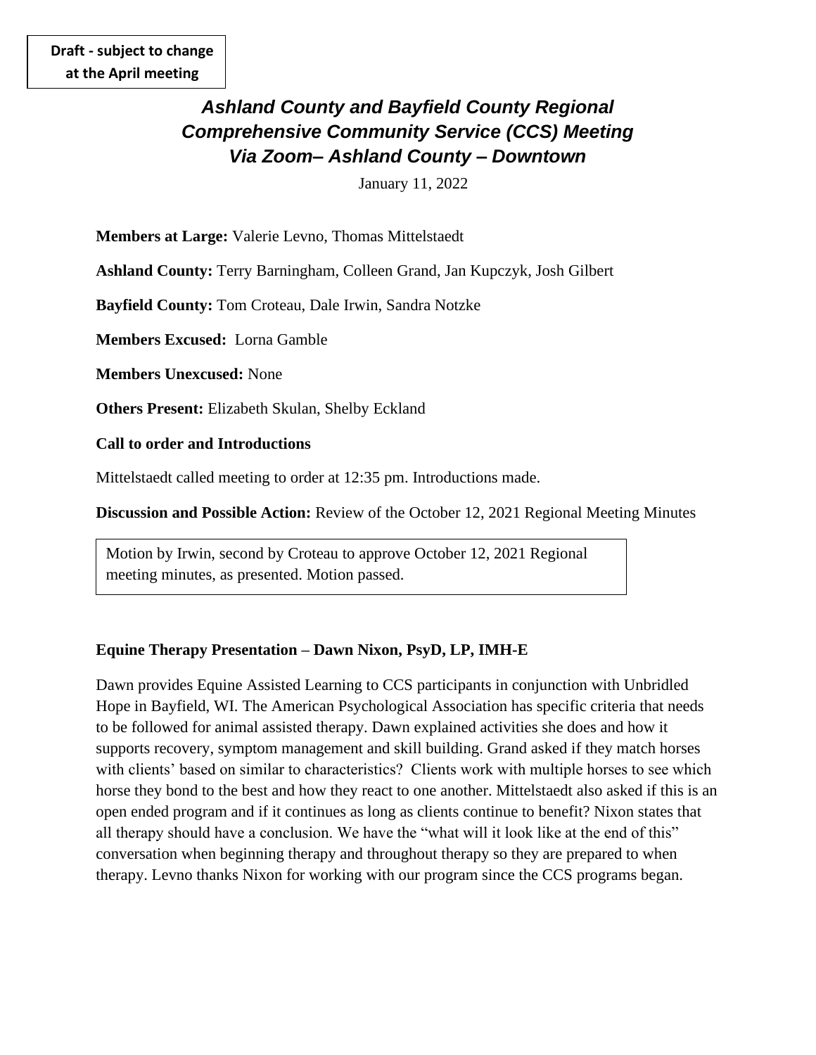**Draft - subject to change at the April meeting**

# *Ashland County and Bayfield County Regional Comprehensive Community Service (CCS) Meeting Via Zoom– Ashland County – Downtown*

January 11, 2022

**Members at Large:** Valerie Levno, Thomas Mittelstaedt

**Ashland County:** Terry Barningham, Colleen Grand, Jan Kupczyk, Josh Gilbert

**Bayfield County:** Tom Croteau, Dale Irwin, Sandra Notzke

**Members Excused:** Lorna Gamble

**Members Unexcused:** None

**Others Present:** Elizabeth Skulan, Shelby Eckland

**Call to order and Introductions**

Mittelstaedt called meeting to order at 12:35 pm. Introductions made.

**Discussion and Possible Action:** Review of the October 12, 2021 Regional Meeting Minutes

Motion by Irwin, second by Croteau to approve October 12, 2021 Regional meeting minutes, as presented. Motion passed.

**Equine Therapy Presentation – Dawn Nixon, PsyD, LP, IMH-E**

Dawn provides Equine Assisted Learning to CCS participants in conjunction with Unbridled Hope in Bayfield, WI. The American Psychological Association has specific criteria that needs to be followed for animal assisted therapy. Dawn explained activities she does and how it supports recovery, symptom management and skill building. Grand asked if they match horses with clients' based on similar to characteristics? Clients work with multiple horses to see which horse they bond to the best and how they react to one another. Mittelstaedt also asked if this is an open ended program and if it continues as long as clients continue to benefit? Nixon states that all therapy should have a conclusion. We have the "what will it look like at the end of this" conversation when beginning therapy and throughout therapy so they are prepared to when therapy. Levno thanks Nixon for working with our program since the CCS programs began.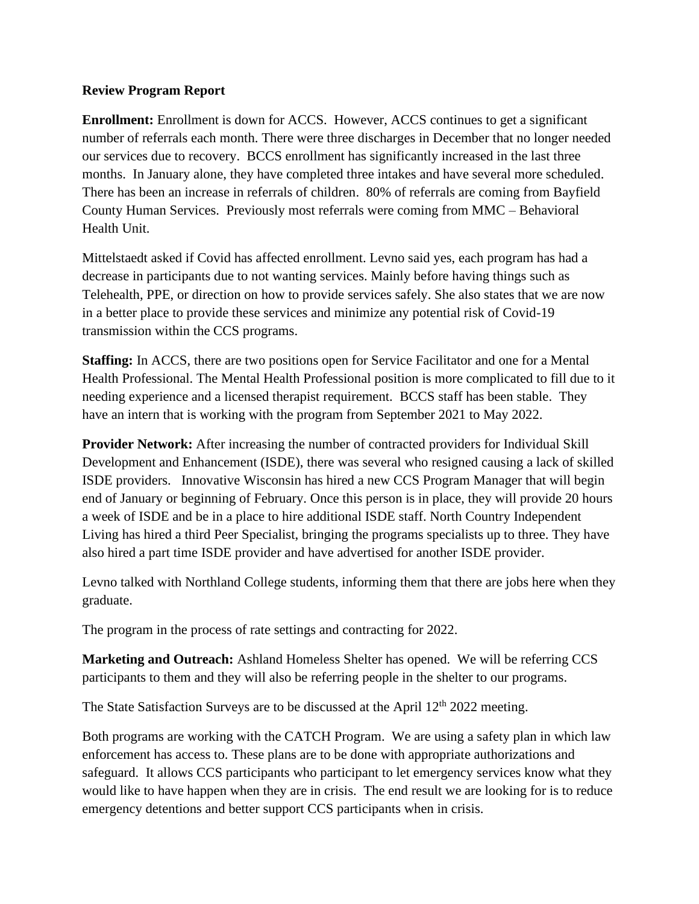**Review Program Report**

**Enrollment:** Enrollment is down for ACCS. However, ACCS continues to get a significant number of referrals each month. There were three discharges in December that no longer needed our services due to recovery. BCCS enrollment has significantly increased in the last three months. In January alone, they have completed three intakes and have several more scheduled. There has been an increase in referrals of children. 80% of referrals are coming from Bayfield County Human Services. Previously most referrals were coming from MMC – Behavioral Health Unit.

Mittelstaedt asked if Covid has affected enrollment. Levno said yes, each program has had a decrease in participants due to not wanting services. Mainly before having things such as Telehealth, PPE, or direction on how to provide services safely. She also states that we are now in a better place to provide these services and minimize any potential risk of Covid-19 transmission within the CCS programs.

**Staffing:** In ACCS, there are two positions open for Service Facilitator and one for a Mental Health Professional. The Mental Health Professional position is more complicated to fill due to it needing experience and a licensed therapist requirement. BCCS staff has been stable. They have an intern that is working with the program from September 2021 to May 2022.

**Provider Network:** After increasing the number of contracted providers for Individual Skill Development and Enhancement (ISDE), there was several who resigned causing a lack of skilled ISDE providers. Innovative Wisconsin has hired a new CCS Program Manager that will begin end of January or beginning of February. Once this person is in place, they will provide 20 hours a week of ISDE and be in a place to hire additional ISDE staff. North Country Independent Living has hired a third Peer Specialist, bringing the programs specialists up to three. They have also hired a part time ISDE provider and have advertised for another ISDE provider.

Levno talked with Northland College students, informing them that there are jobs here when they graduate.

The program in the process of rate settings and contracting for 2022.

**Marketing and Outreach:** Ashland Homeless Shelter has opened. We will be referring CCS participants to them and they will also be referring people in the shelter to our programs.

The State Satisfaction Surveys are to be discussed at the April 12th 2022 meeting.

Both programs are working with the CATCH Program. We are using a safety plan in which law enforcement has access to. These plans are to be done with appropriate authorizations and safeguard. It allows CCS participants who participant to let emergency services know what they would like to have happen when they are in crisis. The end result we are looking for is to reduce emergency detentions and better support CCS participants when in crisis.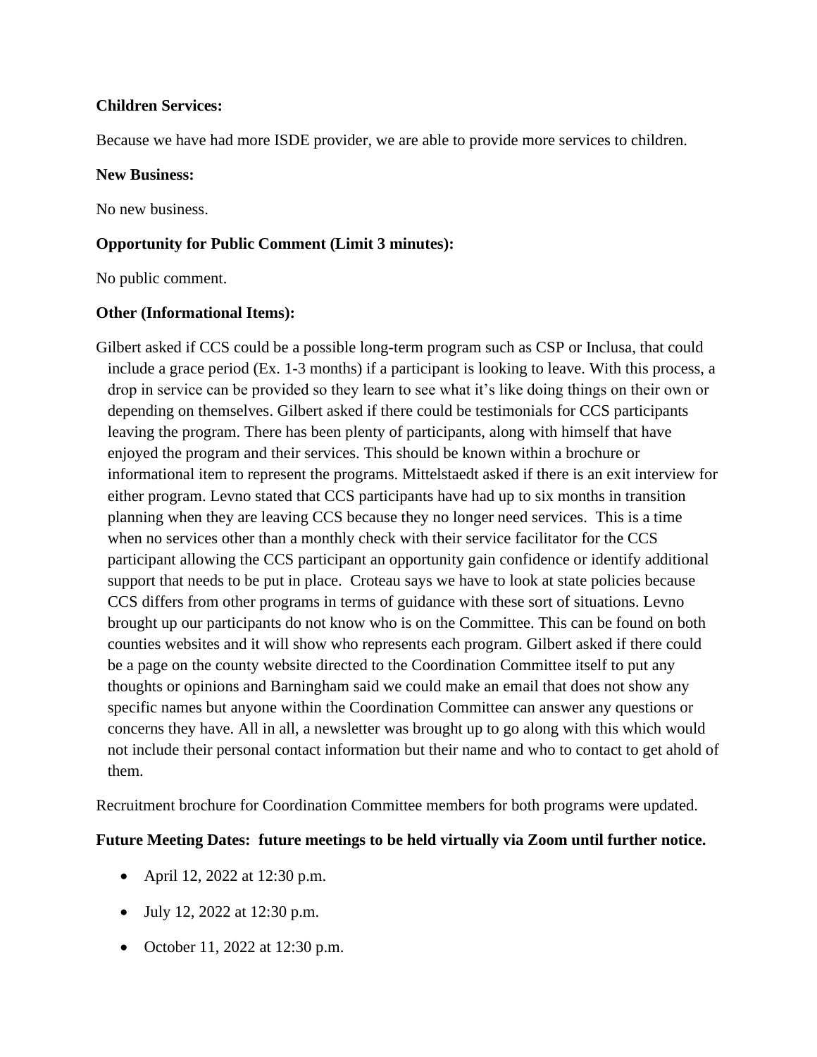**Children Services:**

Because we have had more ISDE provider, we are able to provide more services to children.

**New Business:**

No new business.

**Opportunity for Public Comment (Limit 3 minutes):**

No public comment.

**Other (Informational Items):**

Gilbert asked if CCS could be a possible long-term program such as CSP or Inclusa, that could include a grace period (Ex. 1-3 months) if a participant is looking to leave. With this process, a drop in service can be provided so they learn to see what it's like doing things on their own or depending on themselves. Gilbert asked if there could be testimonials for CCS participants leaving the program. There has been plenty of participants, along with himself that have enjoyed the program and their services. This should be known within a brochure or informational item to represent the programs. Mittelstaedt asked if there is an exit interview for either program. Levno stated that CCS participants have had up to six months in transition planning when they are leaving CCS because they no longer need services. This is a time when no services other than a monthly check with their service facilitator for the CCS participant allowing the CCS participant an opportunity gain confidence or identify additional support that needs to be put in place. Croteau says we have to look at state policies because CCS differs from other programs in terms of guidance with these sort of situations. Levno brought up our participants do not know who is on the Committee. This can be found on both counties websites and it will show who represents each program. Gilbert asked if there could be a page on the county website directed to the Coordination Committee itself to put any thoughts or opinions and Barningham said we could make an email that does not show any specific names but anyone within the Coordination Committee can answer any questions or concerns they have. All in all, a newsletter was brought up to go along with this which would not include their personal contact information but their name and who to contact to get ahold of them.

Recruitment brochure for Coordination Committee members for both programs were updated.

**Future Meeting Dates: future meetings to be held virtually via Zoom until further notice.**

- April 12, 2022 at 12:30 p.m.
- July 12, 2022 at 12:30 p.m.
- October 11, 2022 at 12:30 p.m.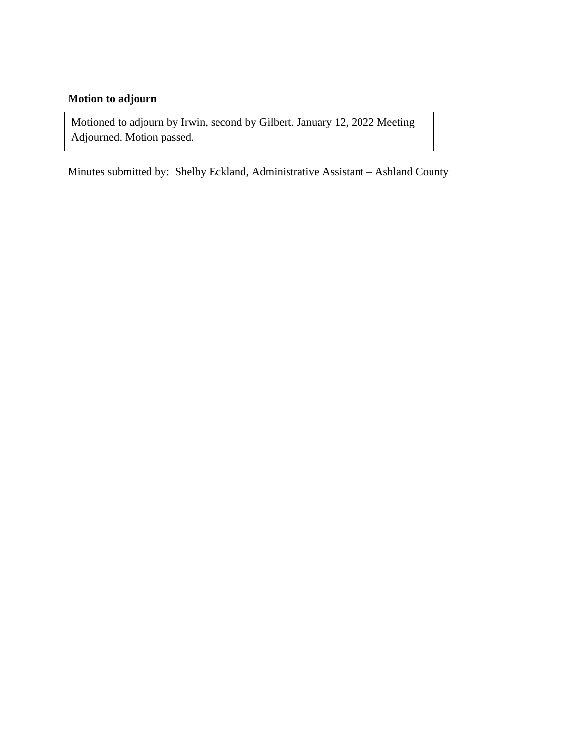**Motion to adjourn**

Motioned to adjourn by Irwin, second by Gilbert. January 12, 2022 Meeting Adjourned. Motion passed.

Minutes submitted by: Shelby Eckland, Administrative Assistant – Ashland County